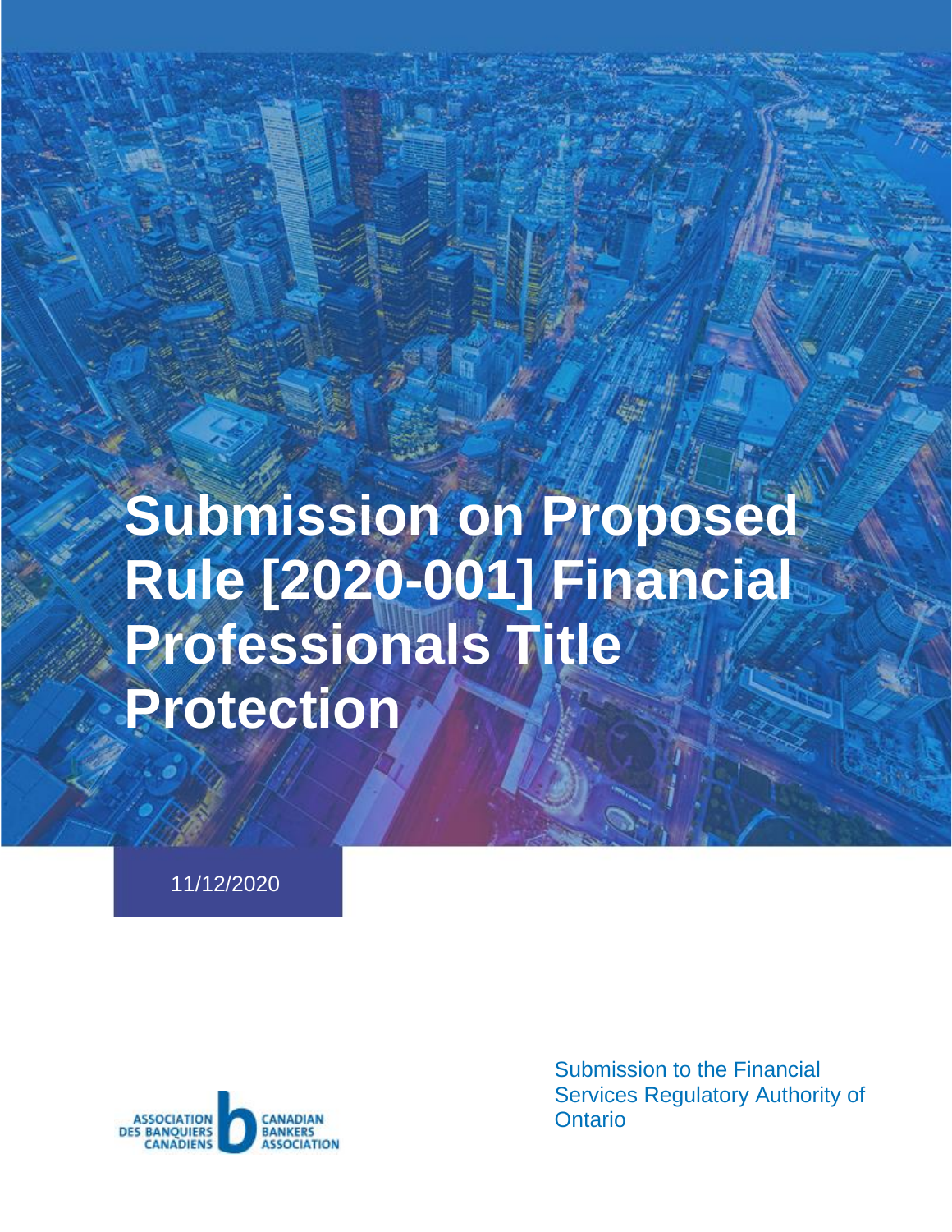# Submission on Proposed Rule [2020-001] Financial Professionals Title Protection

11/12/2020

ASSOCIATION DES BANQUIERS CANADIENS | CANADIAN BANKERS ASSOCIATION

Submission to the Financial Services Regulatory Authority of Ontario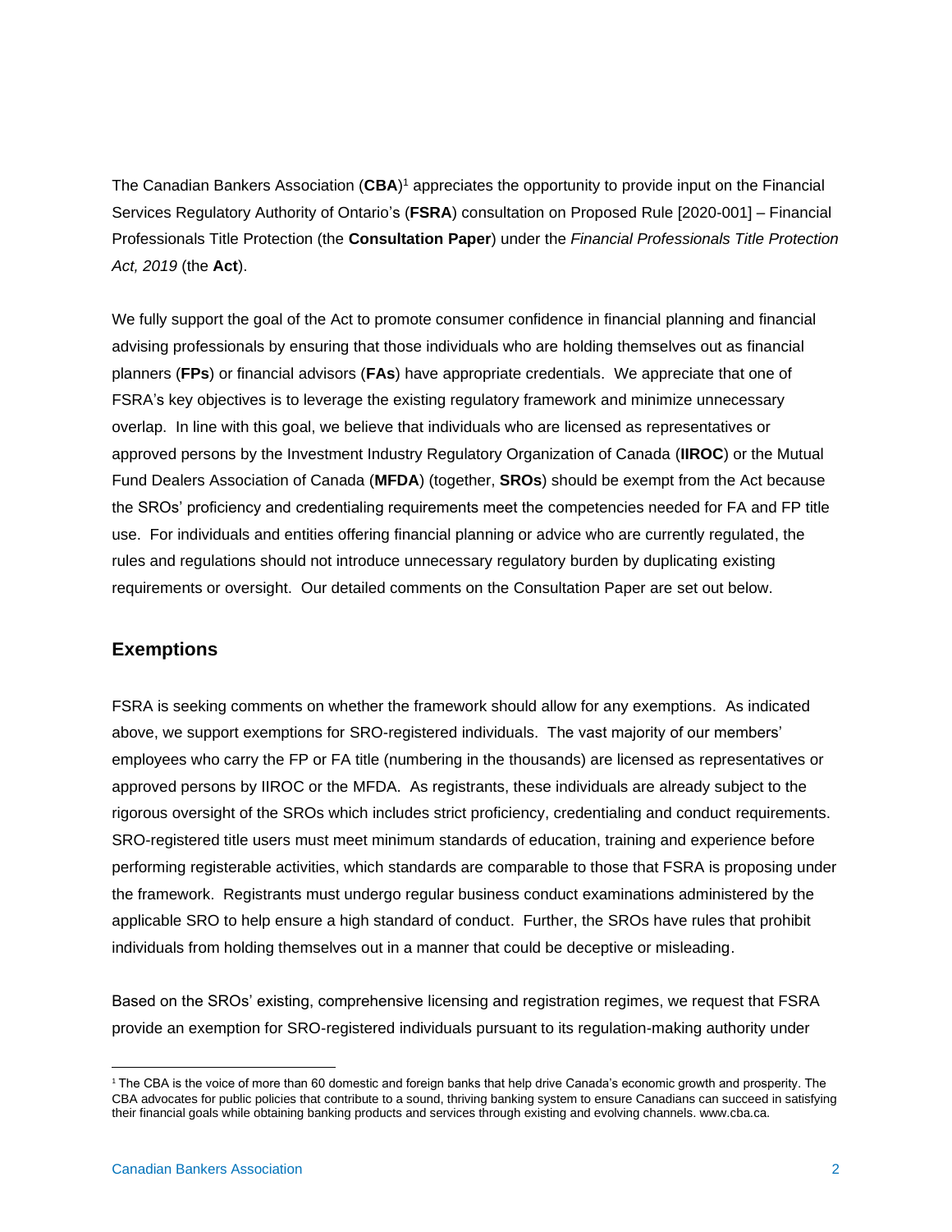The Canadian Bankers Association (**CBA**)[1] appreciates the opportunity to provide input on the Financial Services Regulatory Authority of Ontario's (**FSRA**) consultation on Proposed Rule [2020-001] – Financial Professionals Title Protection (the **Consultation Paper**) under the *Financial Professionals Title Protection Act, 2019* (the **Act**).

We fully support the goal of the Act to promote consumer confidence in financial planning and financial advising professionals by ensuring that those individuals who are holding themselves out as financial planners (**FPs**) or financial advisors (**FAs**) have appropriate credentials. We appreciate that one of FSRA's key objectives is to leverage the existing regulatory framework and minimize unnecessary overlap. In line with this goal, we believe that individuals who are licensed as representatives or approved persons by the Investment Industry Regulatory Organization of Canada (**IIROC**) or the Mutual Fund Dealers Association of Canada (**MFDA**) (together, **SROs**) should be exempt from the Act because the SROs' proficiency and credentialing requirements meet the competencies needed for FA and FP title use. For individuals and entities offering financial planning or advice who are currently regulated, the rules and regulations should not introduce unnecessary regulatory burden by duplicating existing requirements or oversight. Our detailed comments on the Consultation Paper are set out below.

## Exemptions

FSRA is seeking comments on whether the framework should allow for any exemptions. As indicated above, we support exemptions for SRO-registered individuals. The vast majority of our members' employees who carry the FP or FA title (numbering in the thousands) are licensed as representatives or approved persons by IIROC or the MFDA. As registrants, these individuals are already subject to the rigorous oversight of the SROs which includes strict proficiency, credentialing and conduct requirements. SRO-registered title users must meet minimum standards of education, training and experience before performing registerable activities, which standards are comparable to those that FSRA is proposing under the framework. Registrants must undergo regular business conduct examinations administered by the applicable SRO to help ensure a high standard of conduct. Further, the SROs have rules that prohibit individuals from holding themselves out in a manner that could be deceptive or misleading.

Based on the SROs' existing, comprehensive licensing and registration regimes, we request that FSRA provide an exemption for SRO-registered individuals pursuant to its regulation-making authority under

[1] The CBA is the voice of more than 60 domestic and foreign banks that help drive Canada's economic growth and prosperity. The CBA advocates for public policies that contribute to a sound, thriving banking system to ensure Canadians can succeed in satisfying their financial goals while obtaining banking products and services through existing and evolving channels. www.cba.ca.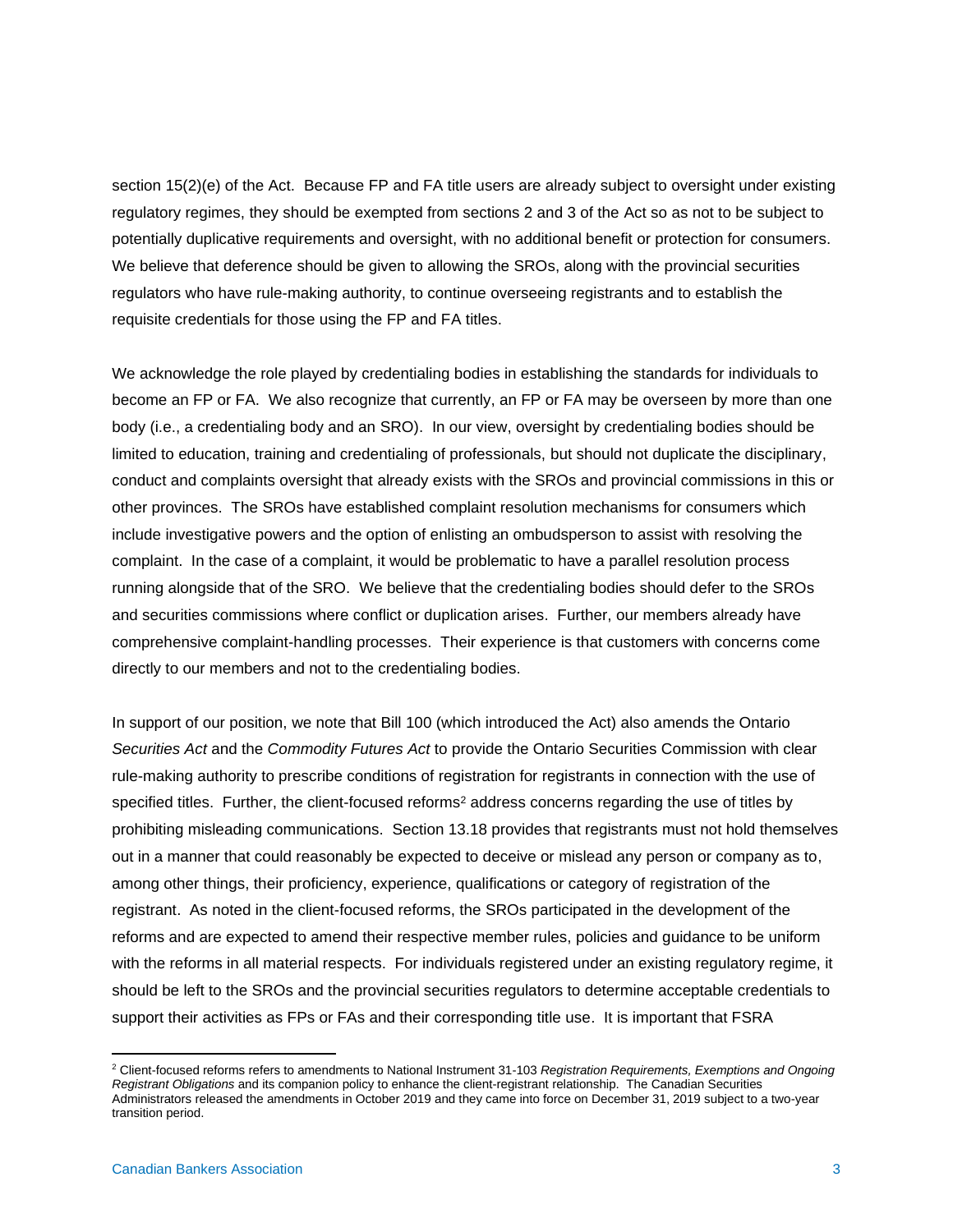section 15(2)(e) of the Act. Because FP and FA title users are already subject to oversight under existing regulatory regimes, they should be exempted from sections 2 and 3 of the Act so as not to be subject to potentially duplicative requirements and oversight, with no additional benefit or protection for consumers. We believe that deference should be given to allowing the SROs, along with the provincial securities regulators who have rule-making authority, to continue overseeing registrants and to establish the requisite credentials for those using the FP and FA titles.

We acknowledge the role played by credentialing bodies in establishing the standards for individuals to become an FP or FA. We also recognize that currently, an FP or FA may be overseen by more than one body (i.e., a credentialing body and an SRO). In our view, oversight by credentialing bodies should be limited to education, training and credentialing of professionals, but should not duplicate the disciplinary, conduct and complaints oversight that already exists with the SROs and provincial commissions in this or other provinces. The SROs have established complaint resolution mechanisms for consumers which include investigative powers and the option of enlisting an ombudsperson to assist with resolving the complaint. In the case of a complaint, it would be problematic to have a parallel resolution process running alongside that of the SRO. We believe that the credentialing bodies should defer to the SROs and securities commissions where conflict or duplication arises. Further, our members already have comprehensive complaint-handling processes. Their experience is that customers with concerns come directly to our members and not to the credentialing bodies.

In support of our position, we note that Bill 100 (which introduced the Act) also amends the Ontario *Securities Act* and the *Commodity Futures Act* to provide the Ontario Securities Commission with clear rule-making authority to prescribe conditions of registration for registrants in connection with the use of specified titles. Further, the client-focused reforms[2] address concerns regarding the use of titles by prohibiting misleading communications. Section 13.18 provides that registrants must not hold themselves out in a manner that could reasonably be expected to deceive or mislead any person or company as to, among other things, their proficiency, experience, qualifications or category of registration of the registrant. As noted in the client-focused reforms, the SROs participated in the development of the reforms and are expected to amend their respective member rules, policies and guidance to be uniform with the reforms in all material respects. For individuals registered under an existing regulatory regime, it should be left to the SROs and the provincial securities regulators to determine acceptable credentials to support their activities as FPs or FAs and their corresponding title use. It is important that FSRA

[2] Client-focused reforms refers to amendments to National Instrument 31-103 *Registration Requirements, Exemptions and Ongoing Registrant Obligations* and its companion policy to enhance the client-registrant relationship. The Canadian Securities Administrators released the amendments in October 2019 and they came into force on December 31, 2019 subject to a two-year transition period.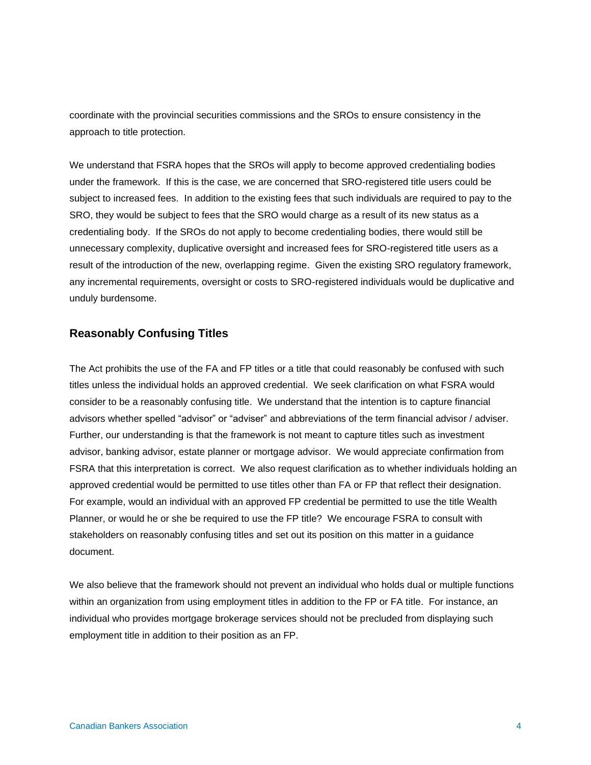coordinate with the provincial securities commissions and the SROs to ensure consistency in the approach to title protection.

We understand that FSRA hopes that the SROs will apply to become approved credentialing bodies under the framework. If this is the case, we are concerned that SRO-registered title users could be subject to increased fees. In addition to the existing fees that such individuals are required to pay to the SRO, they would be subject to fees that the SRO would charge as a result of its new status as a credentialing body. If the SROs do not apply to become credentialing bodies, there would still be unnecessary complexity, duplicative oversight and increased fees for SRO-registered title users as a result of the introduction of the new, overlapping regime. Given the existing SRO regulatory framework, any incremental requirements, oversight or costs to SRO-registered individuals would be duplicative and unduly burdensome.

## Reasonably Confusing Titles

The Act prohibits the use of the FA and FP titles or a title that could reasonably be confused with such titles unless the individual holds an approved credential. We seek clarification on what FSRA would consider to be a reasonably confusing title. We understand that the intention is to capture financial advisors whether spelled "advisor" or "adviser" and abbreviations of the term financial advisor / adviser. Further, our understanding is that the framework is not meant to capture titles such as investment advisor, banking advisor, estate planner or mortgage advisor. We would appreciate confirmation from FSRA that this interpretation is correct. We also request clarification as to whether individuals holding an approved credential would be permitted to use titles other than FA or FP that reflect their designation. For example, would an individual with an approved FP credential be permitted to use the title Wealth Planner, or would he or she be required to use the FP title? We encourage FSRA to consult with stakeholders on reasonably confusing titles and set out its position on this matter in a guidance document.

We also believe that the framework should not prevent an individual who holds dual or multiple functions within an organization from using employment titles in addition to the FP or FA title. For instance, an individual who provides mortgage brokerage services should not be precluded from displaying such employment title in addition to their position as an FP.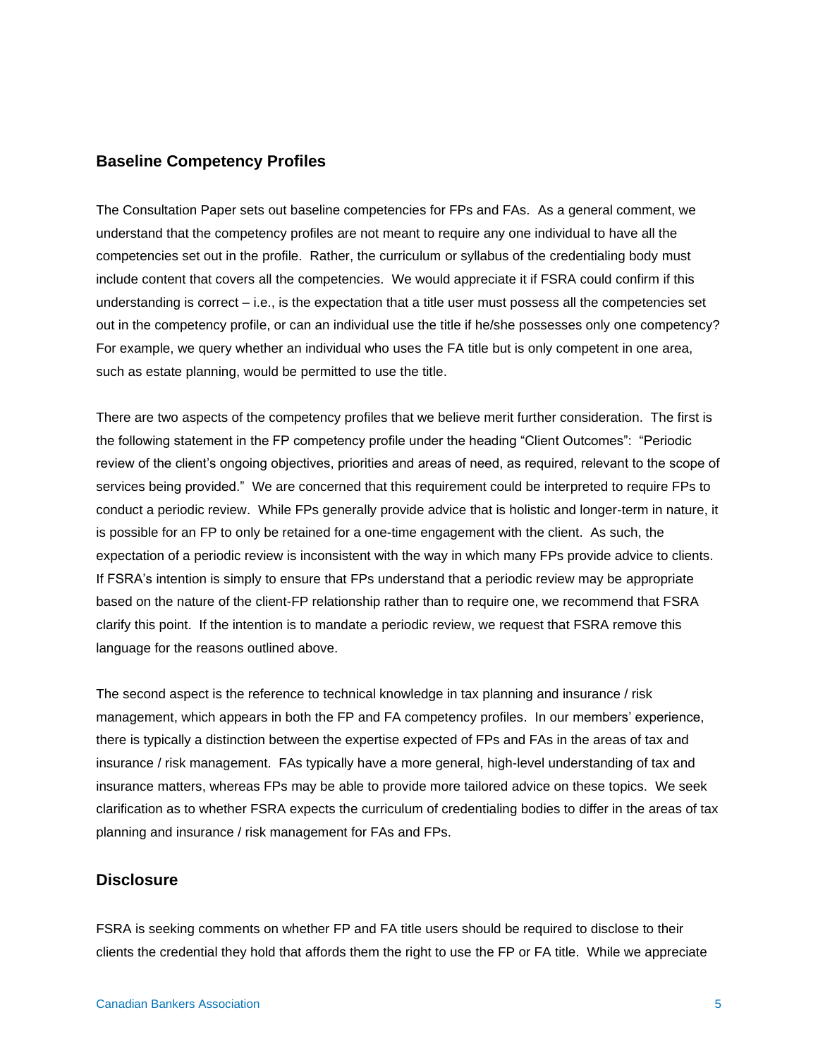## Baseline Competency Profiles

The Consultation Paper sets out baseline competencies for FPs and FAs. As a general comment, we understand that the competency profiles are not meant to require any one individual to have all the competencies set out in the profile. Rather, the curriculum or syllabus of the credentialing body must include content that covers all the competencies. We would appreciate it if FSRA could confirm if this understanding is correct – i.e., is the expectation that a title user must possess all the competencies set out in the competency profile, or can an individual use the title if he/she possesses only one competency? For example, we query whether an individual who uses the FA title but is only competent in one area, such as estate planning, would be permitted to use the title.

There are two aspects of the competency profiles that we believe merit further consideration. The first is the following statement in the FP competency profile under the heading "Client Outcomes": "Periodic review of the client's ongoing objectives, priorities and areas of need, as required, relevant to the scope of services being provided." We are concerned that this requirement could be interpreted to require FPs to conduct a periodic review. While FPs generally provide advice that is holistic and longer-term in nature, it is possible for an FP to only be retained for a one-time engagement with the client. As such, the expectation of a periodic review is inconsistent with the way in which many FPs provide advice to clients. If FSRA's intention is simply to ensure that FPs understand that a periodic review may be appropriate based on the nature of the client-FP relationship rather than to require one, we recommend that FSRA clarify this point. If the intention is to mandate a periodic review, we request that FSRA remove this language for the reasons outlined above.

The second aspect is the reference to technical knowledge in tax planning and insurance / risk management, which appears in both the FP and FA competency profiles. In our members' experience, there is typically a distinction between the expertise expected of FPs and FAs in the areas of tax and insurance / risk management. FAs typically have a more general, high-level understanding of tax and insurance matters, whereas FPs may be able to provide more tailored advice on these topics. We seek clarification as to whether FSRA expects the curriculum of credentialing bodies to differ in the areas of tax planning and insurance / risk management for FAs and FPs.

## Disclosure

FSRA is seeking comments on whether FP and FA title users should be required to disclose to their clients the credential they hold that affords them the right to use the FP or FA title. While we appreciate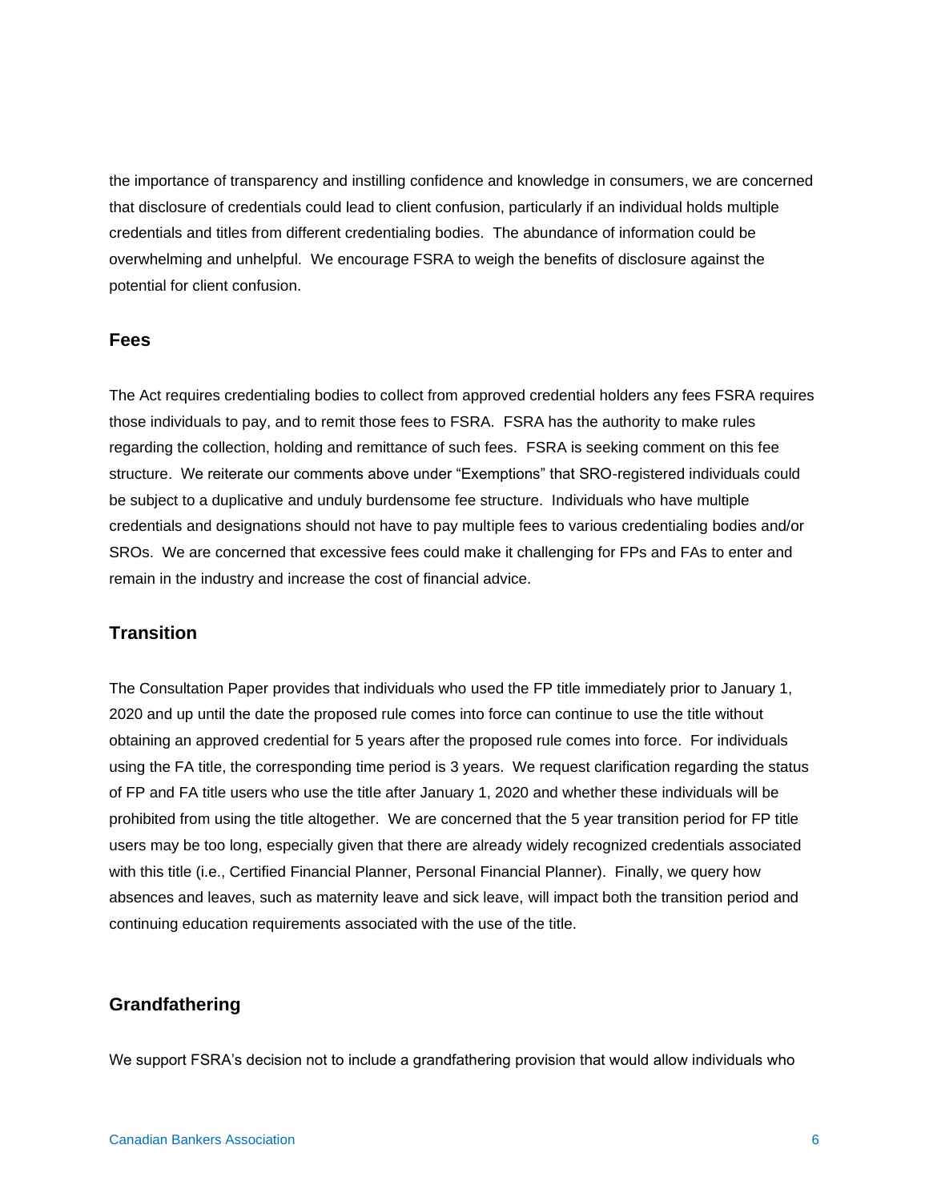the importance of transparency and instilling confidence and knowledge in consumers, we are concerned that disclosure of credentials could lead to client confusion, particularly if an individual holds multiple credentials and titles from different credentialing bodies. The abundance of information could be overwhelming and unhelpful. We encourage FSRA to weigh the benefits of disclosure against the potential for client confusion.

### Fees

The Act requires credentialing bodies to collect from approved credential holders any fees FSRA requires those individuals to pay, and to remit those fees to FSRA. FSRA has the authority to make rules regarding the collection, holding and remittance of such fees. FSRA is seeking comment on this fee structure. We reiterate our comments above under "Exemptions" that SRO-registered individuals could be subject to a duplicative and unduly burdensome fee structure. Individuals who have multiple credentials and designations should not have to pay multiple fees to various credentialing bodies and/or SROs. We are concerned that excessive fees could make it challenging for FPs and FAs to enter and remain in the industry and increase the cost of financial advice.

### Transition

The Consultation Paper provides that individuals who used the FP title immediately prior to January 1, 2020 and up until the date the proposed rule comes into force can continue to use the title without obtaining an approved credential for 5 years after the proposed rule comes into force. For individuals using the FA title, the corresponding time period is 3 years. We request clarification regarding the status of FP and FA title users who use the title after January 1, 2020 and whether these individuals will be prohibited from using the title altogether. We are concerned that the 5 year transition period for FP title users may be too long, especially given that there are already widely recognized credentials associated with this title (i.e., Certified Financial Planner, Personal Financial Planner). Finally, we query how absences and leaves, such as maternity leave and sick leave, will impact both the transition period and continuing education requirements associated with the use of the title.

### Grandfathering

We support FSRA's decision not to include a grandfathering provision that would allow individuals who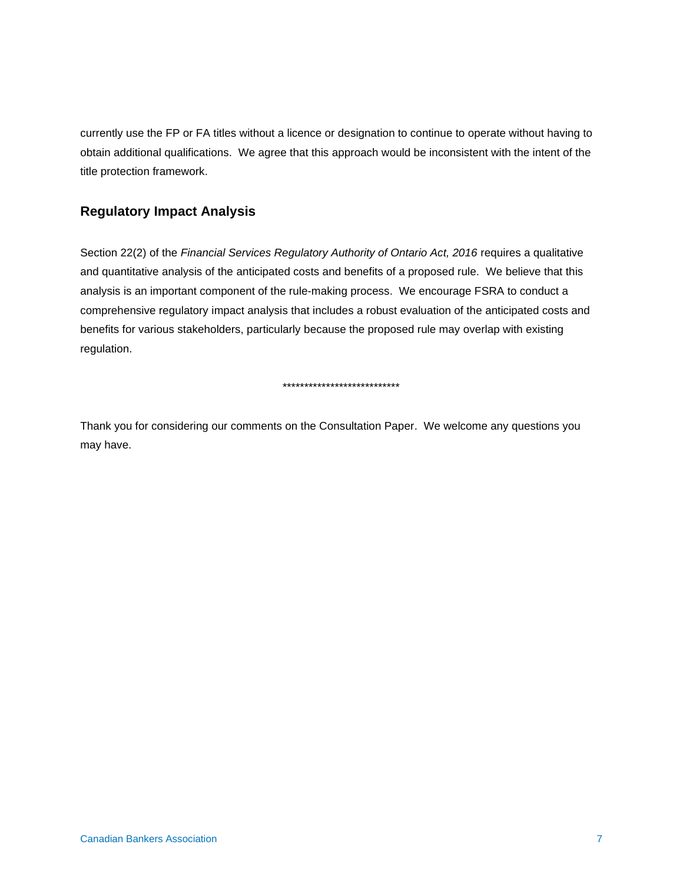currently use the FP or FA titles without a licence or designation to continue to operate without having to obtain additional qualifications. We agree that this approach would be inconsistent with the intent of the title protection framework.

## Regulatory Impact Analysis

Section 22(2) of the *Financial Services Regulatory Authority of Ontario Act, 2016* requires a qualitative and quantitative analysis of the anticipated costs and benefits of a proposed rule. We believe that this analysis is an important component of the rule-making process. We encourage FSRA to conduct a comprehensive regulatory impact analysis that includes a robust evaluation of the anticipated costs and benefits for various stakeholders, particularly because the proposed rule may overlap with existing regulation.

***************************

Thank you for considering our comments on the Consultation Paper. We welcome any questions you may have.